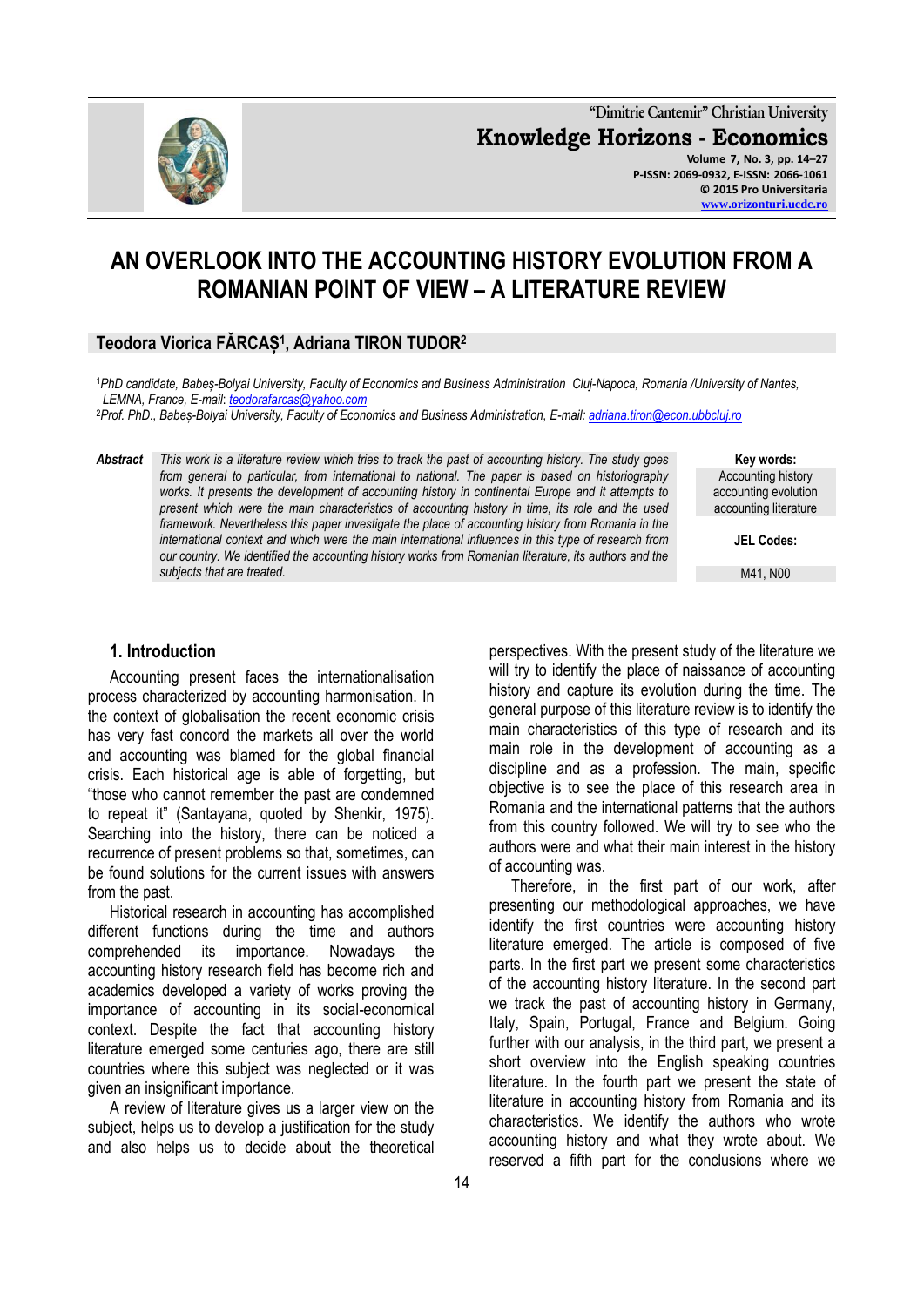# AN OVERLOOK INTO THE ACCOUNTING HISTORY EVOLUTION FROM A ROMANIAN POINT OF VIEW – A LITERATURE REVIEW

**Teodora Viorica FĂRCAȘ[1], Adriana TIRON TUDOR[2]**

[1] *PhD candidate, Babeș-Bolyai University, Faculty of Economics and Business Administration Cluj-Napoca, Romania /University of Nantes, LEMNA, France, E-mail: teodorafarcas@yahoo.com*

[2] *Prof. PhD., Babeș-Bolyai University, Faculty of Economics and Business Administration, E-mail: adriana.tiron@econ.ubbcluj.ro*

***Abstract*** *This work is a literature review which tries to track the past of accounting history. The study goes from general to particular, from international to national. The paper is based on historiography works. It presents the development of accounting history in continental Europe and it attempts to present which were the main characteristics of accounting history in time, its role and the used framework. Nevertheless this paper investigate the place of accounting history from Romania in the international context and which were the main international influences in this type of research from our country. We identified the accounting history works from Romanian literature, its authors and the subjects that are treated.*

**Key words:** Accounting history, accounting evolution, accounting literature

**JEL Codes:** M41, N00

## 1. Introduction

Accounting present faces the internationalisation process characterized by accounting harmonisation. In the context of globalisation the recent economic crisis has very fast concord the markets all over the world and accounting was blamed for the global financial crisis. Each historical age is able of forgetting, but "those who cannot remember the past are condemned to repeat it" (Santayana, quoted by Shenkir, 1975). Searching into the history, there can be noticed a recurrence of present problems so that, sometimes, can be found solutions for the current issues with answers from the past.

Historical research in accounting has accomplished different functions during the time and authors comprehended its importance. Nowadays the accounting history research field has become rich and academics developed a variety of works proving the importance of accounting in its social-economical context. Despite the fact that accounting history literature emerged some centuries ago, there are still countries where this subject was neglected or it was given an insignificant importance.

A review of literature gives us a larger view on the subject, helps us to develop a justification for the study and also helps us to decide about the theoretical perspectives. With the present study of the literature we will try to identify the place of naissance of accounting history and capture its evolution during the time. The general purpose of this literature review is to identify the main characteristics of this type of research and its main role in the development of accounting as a discipline and as a profession. The main, specific objective is to see the place of this research area in Romania and the international patterns that the authors from this country followed. We will try to see who the authors were and what their main interest in the history of accounting was.

Therefore, in the first part of our work, after presenting our methodological approaches, we have identify the first countries were accounting history literature emerged. The article is composed of five parts. In the first part we present some characteristics of the accounting history literature. In the second part we track the past of accounting history in Germany, Italy, Spain, Portugal, France and Belgium. Going further with our analysis, in the third part, we present a short overview into the English speaking countries literature. In the fourth part we present the state of literature in accounting history from Romania and its characteristics. We identify the authors who wrote accounting history and what they wrote about. We reserved a fifth part for the conclusions where we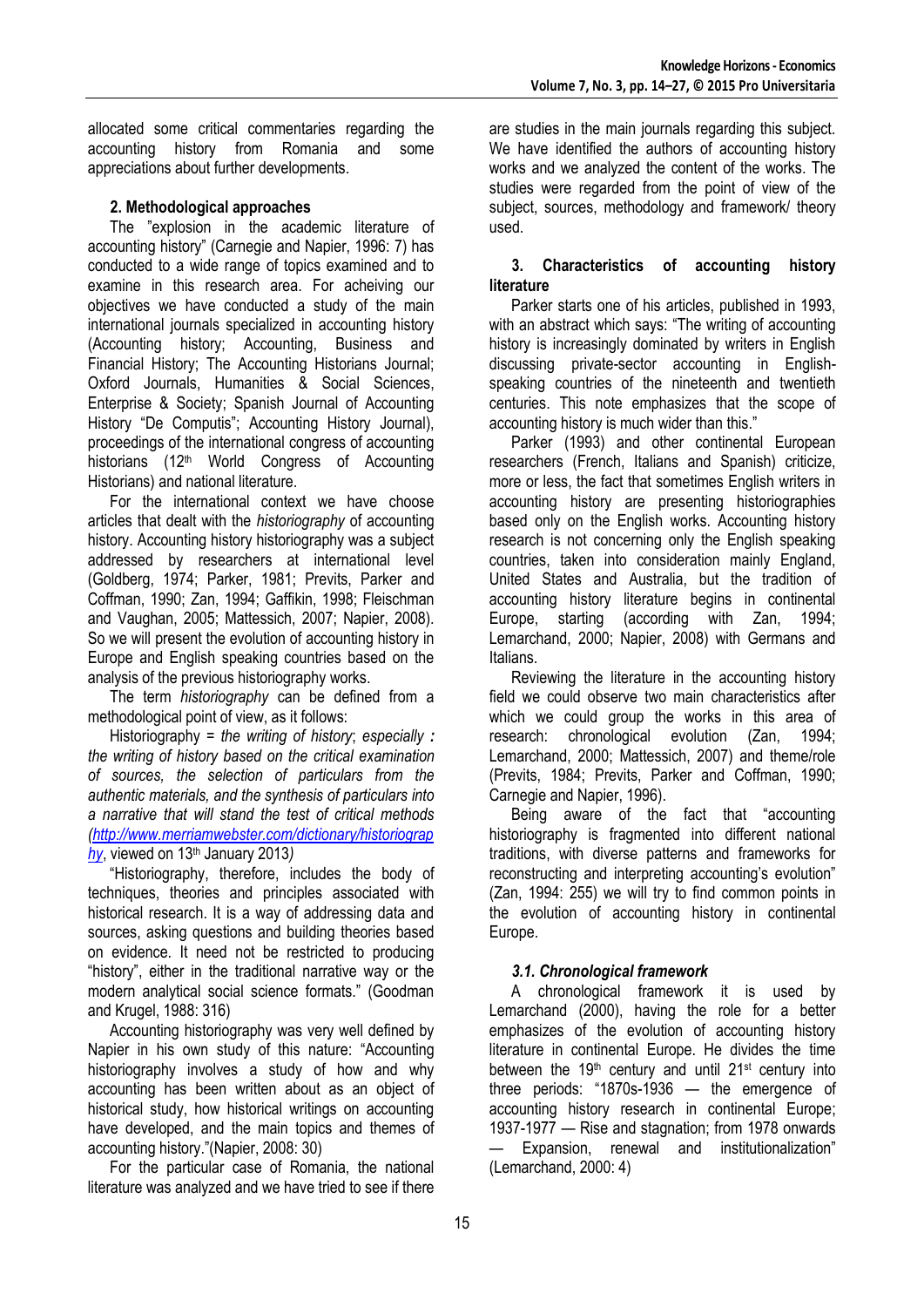allocated some critical commentaries regarding the accounting history from Romania and some appreciations about further developments.

## 2. Methodological approaches

The "explosion in the academic literature of accounting history" (Carnegie and Napier, 1996: 7) has conducted to a wide range of topics examined and to examine in this research area. For acheiving our objectives we have conducted a study of the main international journals specialized in accounting history (Accounting history; Accounting, Business and Financial History; The Accounting Historians Journal; Oxford Journals, Humanities & Social Sciences, Enterprise & Society; Spanish Journal of Accounting History "De Computis"; Accounting History Journal), proceedings of the international congress of accounting historians (12th World Congress of Accounting Historians) and national literature.

For the international context we have choose articles that dealt with the *historiography* of accounting history. Accounting history historiography was a subject addressed by researchers at international level (Goldberg, 1974; Parker, 1981; Previts, Parker and Coffman, 1990; Zan, 1994; Gaffikin, 1998; Fleischman and Vaughan, 2005; Mattessich, 2007; Napier, 2008). So we will present the evolution of accounting history in Europe and English speaking countries based on the analysis of the previous historiography works.

The term *historiography* can be defined from a methodological point of view, as it follows:

Historiography = *the writing of history*; *especially* **:** *the writing of history based on the critical examination of sources, the selection of particulars from the authentic materials, and the synthesis of particulars into a narrative that will stand the test of critical methods (http://www.merriamwebster.com/dictionary/historiography*, viewed on 13th January 2013*)*

"Historiography, therefore, includes the body of techniques, theories and principles associated with historical research. It is a way of addressing data and sources, asking questions and building theories based on evidence. It need not be restricted to producing "history", either in the traditional narrative way or the modern analytical social science formats." (Goodman and Krugel, 1988: 316)

Accounting historiography was very well defined by Napier in his own study of this nature: "Accounting historiography involves a study of how and why accounting has been written about as an object of historical study, how historical writings on accounting have developed, and the main topics and themes of accounting history."(Napier, 2008: 30)

For the particular case of Romania, the national literature was analyzed and we have tried to see if there are studies in the main journals regarding this subject. We have identified the authors of accounting history works and we analyzed the content of the works. The studies were regarded from the point of view of the subject, sources, methodology and framework/ theory used.

## 3. Characteristics of accounting history literature

Parker starts one of his articles, published in 1993, with an abstract which says: "The writing of accounting history is increasingly dominated by writers in English discussing private-sector accounting in English-speaking countries of the nineteenth and twentieth centuries. This note emphasizes that the scope of accounting history is much wider than this."

Parker (1993) and other continental European researchers (French, Italians and Spanish) criticize, more or less, the fact that sometimes English writers in accounting history are presenting historiographies based only on the English works. Accounting history research is not concerning only the English speaking countries, taken into consideration mainly England, United States and Australia, but the tradition of accounting history literature begins in continental Europe, starting (according with Zan, 1994; Lemarchand, 2000; Napier, 2008) with Germans and Italians.

Reviewing the literature in the accounting history field we could observe two main characteristics after which we could group the works in this area of research: chronological evolution (Zan, 1994; Lemarchand, 2000; Mattessich, 2007) and theme/role (Previts, 1984; Previts, Parker and Coffman, 1990; Carnegie and Napier, 1996).

Being aware of the fact that "accounting historiography is fragmented into different national traditions, with diverse patterns and frameworks for reconstructing and interpreting accounting's evolution" (Zan, 1994: 255) we will try to find common points in the evolution of accounting history in continental Europe.

### *3.1. Chronological framework*

A chronological framework it is used by Lemarchand (2000), having the role for a better emphasizes of the evolution of accounting history literature in continental Europe. He divides the time between the 19th century and until 21st century into three periods: "1870s-1936 — the emergence of accounting history research in continental Europe; 1937-1977 — Rise and stagnation; from 1978 onwards — Expansion, renewal and institutionalization" (Lemarchand, 2000: 4)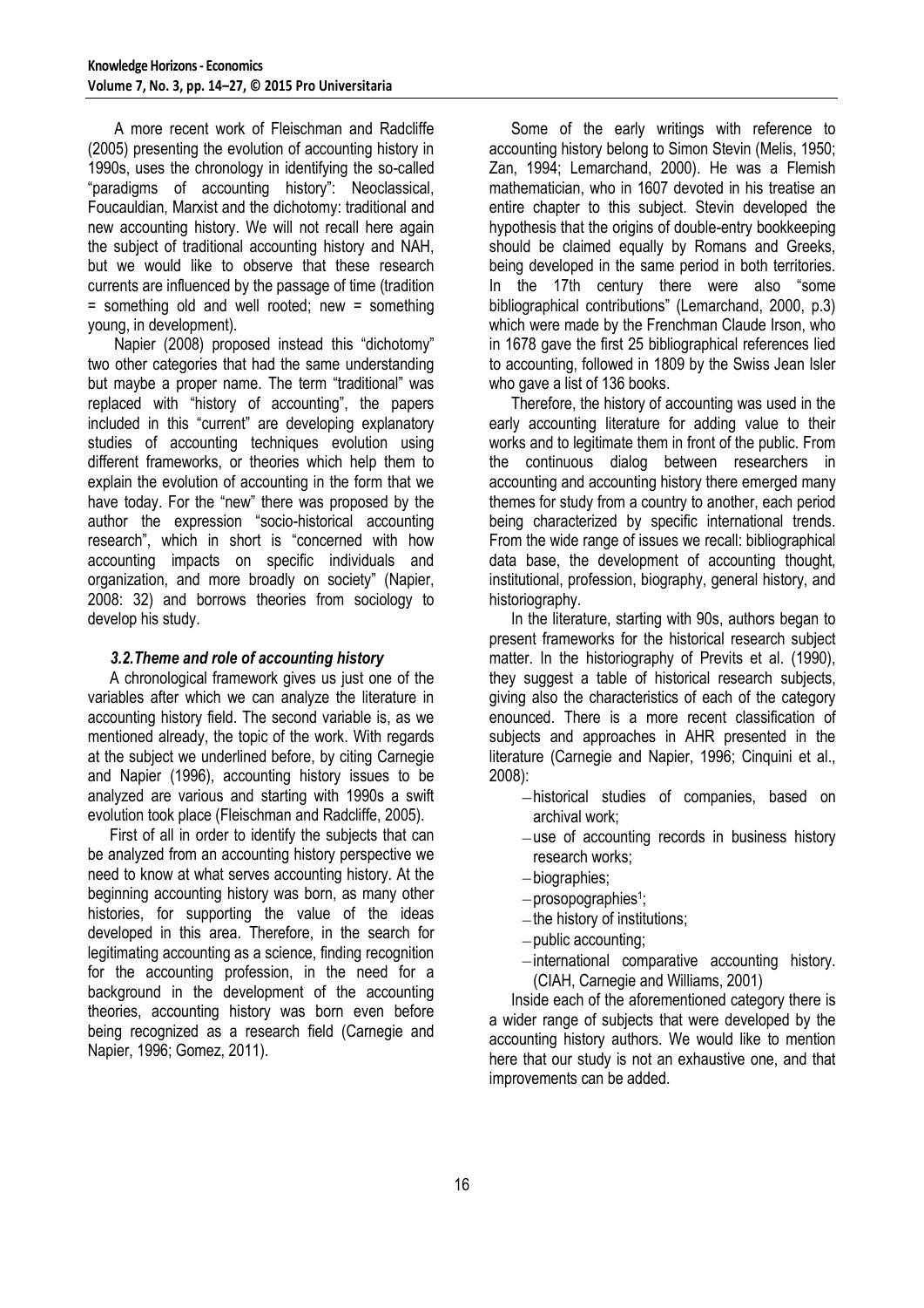A more recent work of Fleischman and Radcliffe (2005) presenting the evolution of accounting history in 1990s, uses the chronology in identifying the so-called "paradigms of accounting history": Neoclassical, Foucauldian, Marxist and the dichotomy: traditional and new accounting history. We will not recall here again the subject of traditional accounting history and NAH, but we would like to observe that these research currents are influenced by the passage of time (tradition = something old and well rooted; new = something young, in development).

Napier (2008) proposed instead this "dichotomy" two other categories that had the same understanding but maybe a proper name. The term "traditional" was replaced with "history of accounting", the papers included in this "current" are developing explanatory studies of accounting techniques evolution using different frameworks, or theories which help them to explain the evolution of accounting in the form that we have today. For the "new" there was proposed by the author the expression "socio-historical accounting research", which in short is "concerned with how accounting impacts on specific individuals and organization, and more broadly on society" (Napier, 2008: 32) and borrows theories from sociology to develop his study.

### *3.2.Theme and role of accounting history*

A chronological framework gives us just one of the variables after which we can analyze the literature in accounting history field. The second variable is, as we mentioned already, the topic of the work. With regards at the subject we underlined before, by citing Carnegie and Napier (1996), accounting history issues to be analyzed are various and starting with 1990s a swift evolution took place (Fleischman and Radcliffe, 2005).

First of all in order to identify the subjects that can be analyzed from an accounting history perspective we need to know at what serves accounting history. At the beginning accounting history was born, as many other histories, for supporting the value of the ideas developed in this area. Therefore, in the search for legitimating accounting as a science, finding recognition for the accounting profession, in the need for a background in the development of the accounting theories, accounting history was born even before being recognized as a research field (Carnegie and Napier, 1996; Gomez, 2011).

Some of the early writings with reference to accounting history belong to Simon Stevin (Melis, 1950; Zan, 1994; Lemarchand, 2000). He was a Flemish mathematician, who in 1607 devoted in his treatise an entire chapter to this subject. Stevin developed the hypothesis that the origins of double-entry bookkeeping should be claimed equally by Romans and Greeks, being developed in the same period in both territories. In the 17th century there were also "some bibliographical contributions" (Lemarchand, 2000, p.3) which were made by the Frenchman Claude Irson, who in 1678 gave the first 25 bibliographical references lied to accounting, followed in 1809 by the Swiss Jean Isler who gave a list of 136 books.

Therefore, the history of accounting was used in the early accounting literature for adding value to their works and to legitimate them in front of the public. From the continuous dialog between researchers in accounting and accounting history there emerged many themes for study from a country to another, each period being characterized by specific international trends. From the wide range of issues we recall: bibliographical data base, the development of accounting thought, institutional, profession, biography, general history, and historiography.

In the literature, starting with 90s, authors began to present frameworks for the historical research subject matter. In the historiography of Previts et al. (1990), they suggest a table of historical research subjects, giving also the characteristics of each of the category enounced. There is a more recent classification of subjects and approaches in AHR presented in the literature (Carnegie and Napier, 1996; Cinquini et al., 2008):

- historical studies of companies, based on archival work;
- use of accounting records in business history research works;
- biographies;
- prosopographies[1];
- the history of institutions;
- public accounting;
- international comparative accounting history. (CIAH, Carnegie and Williams, 2001)

Inside each of the aforementioned category there is a wider range of subjects that were developed by the accounting history authors. We would like to mention here that our study is not an exhaustive one, and that improvements can be added.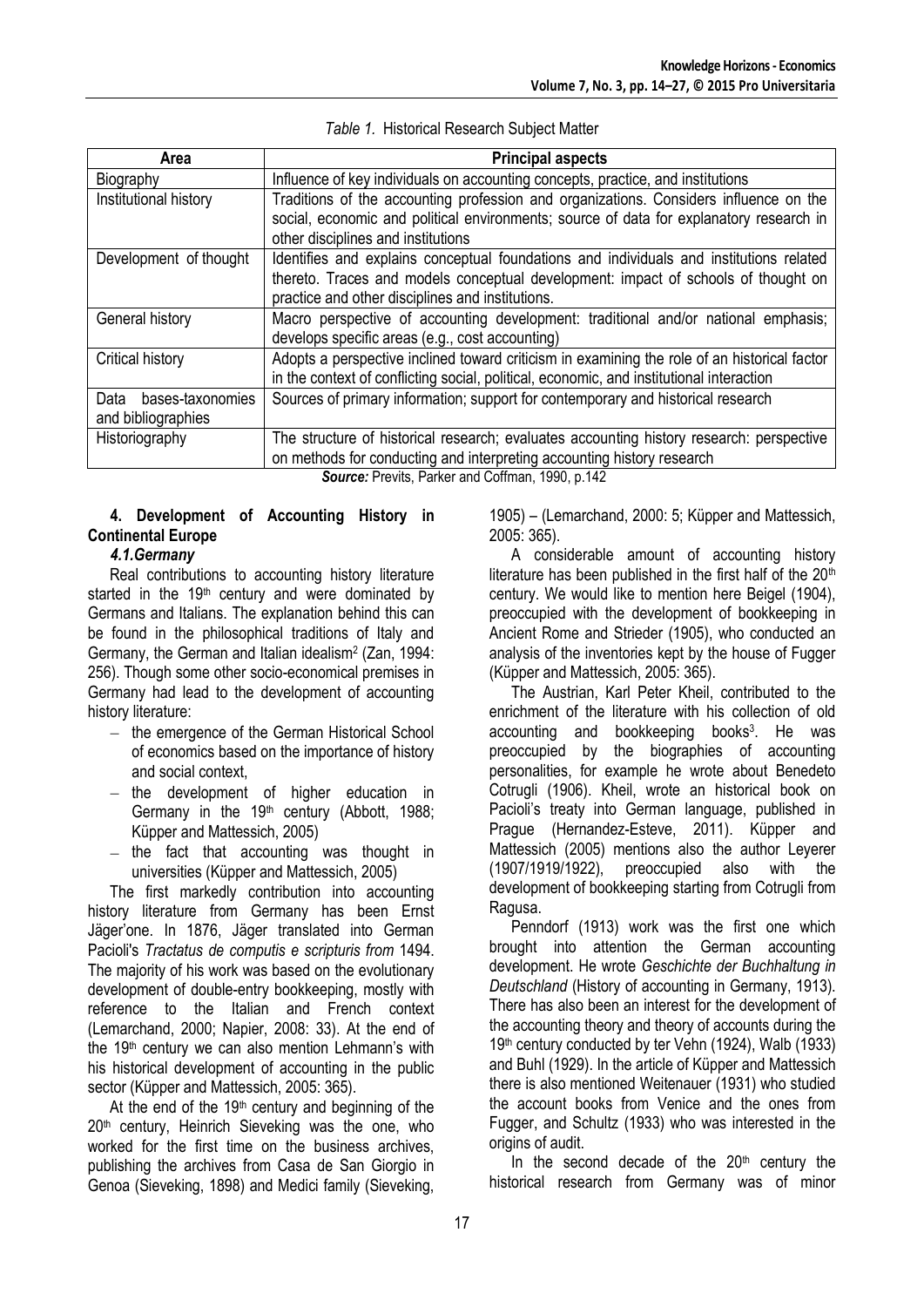*Table 1.* Historical Research Subject Matter

| Area | Principal aspects |
|---|---|
| Biography | Influence of key individuals on accounting concepts, practice, and institutions |
| Institutional history | Traditions of the accounting profession and organizations. Considers influence on the social, economic and political environments; source of data for explanatory research in other disciplines and institutions |
| Development of thought | Identifies and explains conceptual foundations and individuals and institutions related thereto. Traces and models conceptual development: impact of schools of thought on practice and other disciplines and institutions. |
| General history | Macro perspective of accounting development: traditional and/or national emphasis; develops specific areas (e.g., cost accounting) |
| Critical history | Adopts a perspective inclined toward criticism in examining the role of an historical factor in the context of conflicting social, political, economic, and institutional interaction |
| Data bases-taxonomies and bibliographies | Sources of primary information; support for contemporary and historical research |
| Historiography | The structure of historical research; evaluates accounting history research: perspective on methods for conducting and interpreting accounting history research |

***Source:*** Previts, Parker and Coffman, 1990, p.142

## 4. Development of Accounting History in Continental Europe

### *4.1.Germany*

Real contributions to accounting history literature started in the 19th century and were dominated by Germans and Italians. The explanation behind this can be found in the philosophical traditions of Italy and Germany, the German and Italian idealism[2] (Zan, 1994: 256). Though some other socio-economical premises in Germany had lead to the development of accounting history literature:

- the emergence of the German Historical School of economics based on the importance of history and social context,
- the development of higher education in Germany in the 19th century (Abbott, 1988; Küpper and Mattessich, 2005)
- the fact that accounting was thought in universities (Küpper and Mattessich, 2005)

The first markedly contribution into accounting history literature from Germany has been Ernst Jäger'one. In 1876, Jäger translated into German Pacioli's *Tractatus de computis e scripturis from* 1494. The majority of his work was based on the evolutionary development of double-entry bookkeeping, mostly with reference to the Italian and French context (Lemarchand, 2000; Napier, 2008: 33). At the end of the 19th century we can also mention Lehmann's with his historical development of accounting in the public sector (Küpper and Mattessich, 2005: 365).

At the end of the 19th century and beginning of the 20th century, Heinrich Sieveking was the one, who worked for the first time on the business archives, publishing the archives from Casa de San Giorgio in Genoa (Sieveking, 1898) and Medici family (Sieveking, 1905) – (Lemarchand, 2000: 5; Küpper and Mattessich, 2005: 365).

A considerable amount of accounting history literature has been published in the first half of the 20th century. We would like to mention here Beigel (1904), preoccupied with the development of bookkeeping in Ancient Rome and Strieder (1905), who conducted an analysis of the inventories kept by the house of Fugger (Küpper and Mattessich, 2005: 365).

The Austrian, Karl Peter Kheil, contributed to the enrichment of the literature with his collection of old accounting and bookkeeping books[3]. He was preoccupied by the biographies of accounting personalities, for example he wrote about Benedeto Cotrugli (1906). Kheil, wrote an historical book on Pacioli's treaty into German language, published in Prague (Hernandez-Esteve, 2011). Küpper and Mattessich (2005) mentions also the author Leyerer (1907/1919/1922), preoccupied also with the development of bookkeeping starting from Cotrugli from Ragusa.

Penndorf (1913) work was the first one which brought into attention the German accounting development. He wrote *Geschichte der Buchhaltung in Deutschland* (History of accounting in Germany, 1913). There has also been an interest for the development of the accounting theory and theory of accounts during the 19th century conducted by ter Vehn (1924), Walb (1933) and Buhl (1929). In the article of Küpper and Mattessich there is also mentioned Weitenauer (1931) who studied the account books from Venice and the ones from Fugger, and Schultz (1933) who was interested in the origins of audit.

In the second decade of the 20th century the historical research from Germany was of minor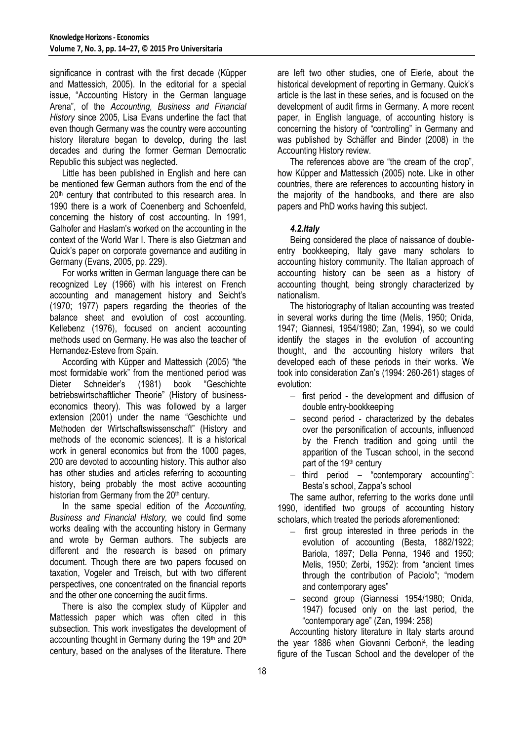significance in contrast with the first decade (Küpper and Mattessich, 2005). In the editorial for a special issue, "Accounting History in the German language Arena", of the *Accounting, Business and Financial History* since 2005, Lisa Evans underline the fact that even though Germany was the country were accounting history literature began to develop, during the last decades and during the former German Democratic Republic this subject was neglected.

Little has been published in English and here can be mentioned few German authors from the end of the 20th century that contributed to this research area. In 1990 there is a work of Coenenberg and Schoenfeld, concerning the history of cost accounting. In 1991, Galhofer and Haslam's worked on the accounting in the context of the World War I. There is also Gietzman and Quick's paper on corporate governance and auditing in Germany (Evans, 2005, pp. 229).

For works written in German language there can be recognized Ley (1966) with his interest on French accounting and management history and Seicht's (1970; 1977) papers regarding the theories of the balance sheet and evolution of cost accounting. Kellebenz (1976), focused on ancient accounting methods used on Germany. He was also the teacher of Hernandez-Esteve from Spain.

According with Küpper and Mattessich (2005) "the most formidable work" from the mentioned period was Dieter Schneider's (1981) book "Geschichte betriebswirtschaftlicher Theorie" (History of business-economics theory). This was followed by a larger extension (2001) under the name "Geschichte und Methoden der Wirtschaftswissenschaft" (History and methods of the economic sciences). It is a historical work in general economics but from the 1000 pages, 200 are devoted to accounting history. This author also has other studies and articles referring to accounting history, being probably the most active accounting historian from Germany from the 20th century.

In the same special edition of the *Accounting, Business and Financial History,* we could find some works dealing with the accounting history in Germany and wrote by German authors. The subjects are different and the research is based on primary document. Though there are two papers focused on taxation, Vogeler and Treisch, but with two different perspectives, one concentrated on the financial reports and the other one concerning the audit firms.

There is also the complex study of Küppler and Mattessich paper which was often cited in this subsection. This work investigates the development of accounting thought in Germany during the 19th and 20th century, based on the analyses of the literature. There are left two other studies, one of Eierle, about the historical development of reporting in Germany. Quick's article is the last in these series, and is focused on the development of audit firms in Germany. A more recent paper, in English language, of accounting history is concerning the history of "controlling" in Germany and was published by Schäffer and Binder (2008) in the Accounting History review.

The references above are "the cream of the crop", how Küpper and Mattessich (2005) note. Like in other countries, there are references to accounting history in the majority of the handbooks, and there are also papers and PhD works having this subject.

#### *4.2.Italy*

Being considered the place of naissance of double-entry bookkeeping, Italy gave many scholars to accounting history community. The Italian approach of accounting history can be seen as a history of accounting thought, being strongly characterized by nationalism.

The historiography of Italian accounting was treated in several works during the time (Melis, 1950; Onida, 1947; Giannesi, 1954/1980; Zan, 1994), so we could identify the stages in the evolution of accounting thought, and the accounting history writers that developed each of these periods in their works. We took into consideration Zan's (1994: 260-261) stages of evolution:

- first period - the development and diffusion of double entry-bookkeeping
- second period - characterized by the debates over the personification of accounts, influenced by the French tradition and going until the apparition of the Tuscan school, in the second part of the 19th century
- third period – "contemporary accounting": Besta's school, Zappa's school

The same author, referring to the works done until 1990, identified two groups of accounting history scholars, which treated the periods aforementioned:

- first group interested in three periods in the evolution of accounting (Besta, 1882/1922; Bariola, 1897; Della Penna, 1946 and 1950; Melis, 1950; Zerbi, 1952): from "ancient times through the contribution of Paciolo"; "modern and contemporary ages"
- second group (Giannessi 1954/1980; Onida, 1947) focused only on the last period, the "contemporary age" (Zan, 1994: 258)

Accounting history literature in Italy starts around the year 1886 when Giovanni Cerboni[4], the leading figure of the Tuscan School and the developer of the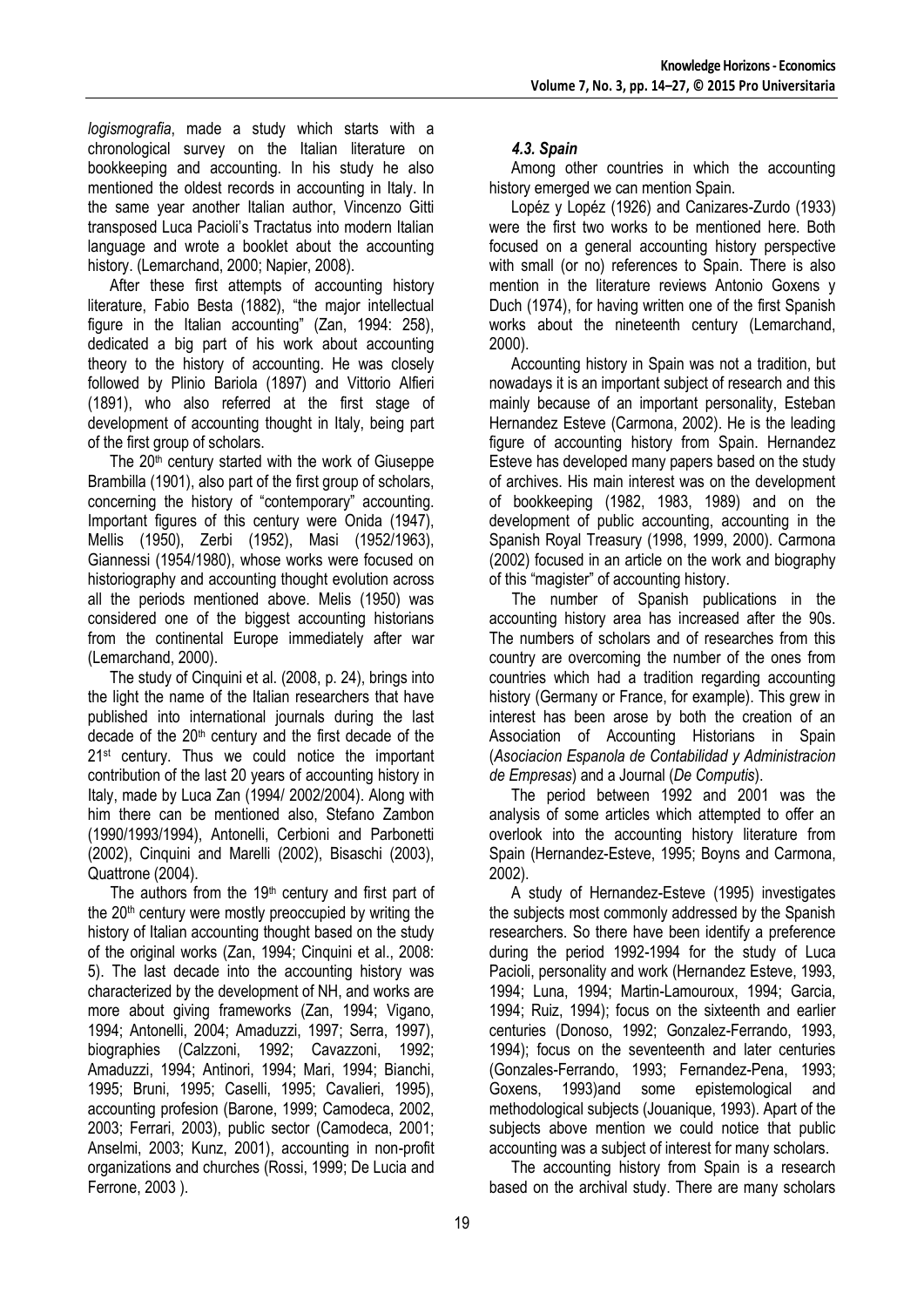*logismografia*, made a study which starts with a chronological survey on the Italian literature on bookkeeping and accounting. In his study he also mentioned the oldest records in accounting in Italy. In the same year another Italian author, Vincenzo Gitti transposed Luca Pacioli's Tractatus into modern Italian language and wrote a booklet about the accounting history. (Lemarchand, 2000; Napier, 2008).

After these first attempts of accounting history literature, Fabio Besta (1882), "the major intellectual figure in the Italian accounting" (Zan, 1994: 258), dedicated a big part of his work about accounting theory to the history of accounting. He was closely followed by Plinio Bariola (1897) and Vittorio Alfieri (1891), who also referred at the first stage of development of accounting thought in Italy, being part of the first group of scholars.

The 20th century started with the work of Giuseppe Brambilla (1901), also part of the first group of scholars, concerning the history of "contemporary" accounting. Important figures of this century were Onida (1947), Mellis (1950), Zerbi (1952), Masi (1952/1963), Giannessi (1954/1980), whose works were focused on historiography and accounting thought evolution across all the periods mentioned above. Melis (1950) was considered one of the biggest accounting historians from the continental Europe immediately after war (Lemarchand, 2000).

The study of Cinquini et al. (2008, p. 24), brings into the light the name of the Italian researchers that have published into international journals during the last decade of the 20th century and the first decade of the 21st century. Thus we could notice the important contribution of the last 20 years of accounting history in Italy, made by Luca Zan (1994/ 2002/2004). Along with him there can be mentioned also, Stefano Zambon (1990/1993/1994), Antonelli, Cerbioni and Parbonetti (2002), Cinquini and Marelli (2002), Bisaschi (2003), Quattrone (2004).

The authors from the 19th century and first part of the 20th century were mostly preoccupied by writing the history of Italian accounting thought based on the study of the original works (Zan, 1994; Cinquini et al., 2008: 5). The last decade into the accounting history was characterized by the development of NH, and works are more about giving frameworks (Zan, 1994; Vigano, 1994; Antonelli, 2004; Amaduzzi, 1997; Serra, 1997), biographies (Calzzoni, 1992; Cavazzoni, 1992; Amaduzzi, 1994; Antinori, 1994; Mari, 1994; Bianchi, 1995; Bruni, 1995; Caselli, 1995; Cavalieri, 1995), accounting profesion (Barone, 1999; Camodeca, 2002, 2003; Ferrari, 2003), public sector (Camodeca, 2001; Anselmi, 2003; Kunz, 2001), accounting in non-profit organizations and churches (Rossi, 1999; De Lucia and Ferrone, 2003 ).

### *4.3. Spain*

Among other countries in which the accounting history emerged we can mention Spain.

Lopéz y Lopéz (1926) and Canizares-Zurdo (1933) were the first two works to be mentioned here. Both focused on a general accounting history perspective with small (or no) references to Spain. There is also mention in the literature reviews Antonio Goxens y Duch (1974), for having written one of the first Spanish works about the nineteenth century (Lemarchand, 2000).

Accounting history in Spain was not a tradition, but nowadays it is an important subject of research and this mainly because of an important personality, Esteban Hernandez Esteve (Carmona, 2002). He is the leading figure of accounting history from Spain. Hernandez Esteve has developed many papers based on the study of archives. His main interest was on the development of bookkeeping (1982, 1983, 1989) and on the development of public accounting, accounting in the Spanish Royal Treasury (1998, 1999, 2000). Carmona (2002) focused in an article on the work and biography of this "magister" of accounting history.

The number of Spanish publications in the accounting history area has increased after the 90s. The numbers of scholars and of researches from this country are overcoming the number of the ones from countries which had a tradition regarding accounting history (Germany or France, for example). This grew in interest has been arose by both the creation of an Association of Accounting Historians in Spain (*Asociacion Espanola de Contabilidad y Administracion de Empresas*) and a Journal (*De Computis*).

The period between 1992 and 2001 was the analysis of some articles which attempted to offer an overlook into the accounting history literature from Spain (Hernandez-Esteve, 1995; Boyns and Carmona, 2002).

A study of Hernandez-Esteve (1995) investigates the subjects most commonly addressed by the Spanish researchers. So there have been identify a preference during the period 1992-1994 for the study of Luca Pacioli, personality and work (Hernandez Esteve, 1993, 1994; Luna, 1994; Martin-Lamouroux, 1994; Garcia, 1994; Ruiz, 1994); focus on the sixteenth and earlier centuries (Donoso, 1992; Gonzalez-Ferrando, 1993, 1994); focus on the seventeenth and later centuries (Gonzales-Ferrando, 1993; Fernandez-Pena, 1993; Goxens, 1993)and some epistemological and methodological subjects (Jouanique, 1993). Apart of the subjects above mention we could notice that public accounting was a subject of interest for many scholars.

The accounting history from Spain is a research based on the archival study. There are many scholars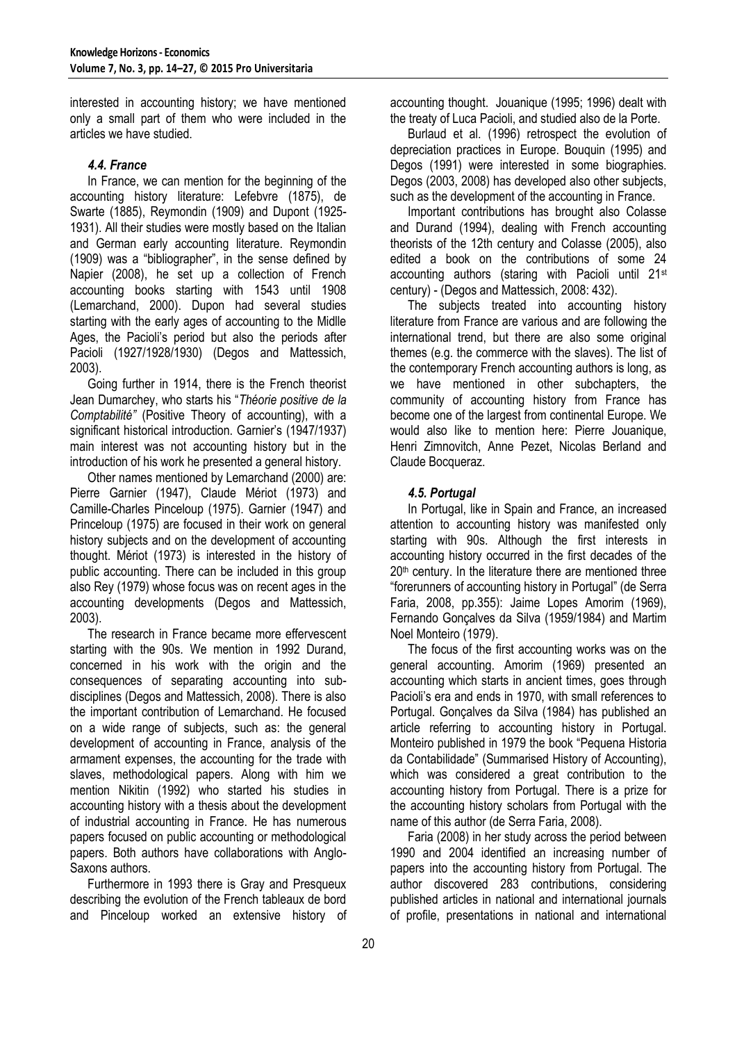interested in accounting history; we have mentioned only a small part of them who were included in the articles we have studied.

### *4.4. France*

In France, we can mention for the beginning of the accounting history literature: Lefebvre (1875), de Swarte (1885), Reymondin (1909) and Dupont (1925-1931). All their studies were mostly based on the Italian and German early accounting literature. Reymondin (1909) was a "bibliographer", in the sense defined by Napier (2008), he set up a collection of French accounting books starting with 1543 until 1908 (Lemarchand, 2000). Dupon had several studies starting with the early ages of accounting to the Midlle Ages, the Pacioli's period but also the periods after Pacioli (1927/1928/1930) (Degos and Mattessich, 2003).

Going further in 1914, there is the French theorist Jean Dumarchey, who starts his "*Théorie positive de la Comptabilité"* (Positive Theory of accounting), with a significant historical introduction. Garnier's (1947/1937) main interest was not accounting history but in the introduction of his work he presented a general history.

Other names mentioned by Lemarchand (2000) are: Pierre Garnier (1947), Claude Mériot (1973) and Camille-Charles Pinceloup (1975). Garnier (1947) and Princeloup (1975) are focused in their work on general history subjects and on the development of accounting thought. Mériot (1973) is interested in the history of public accounting. There can be included in this group also Rey (1979) whose focus was on recent ages in the accounting developments (Degos and Mattessich, 2003).

The research in France became more effervescent starting with the 90s. We mention in 1992 Durand, concerned in his work with the origin and the consequences of separating accounting into sub-disciplines (Degos and Mattessich, 2008). There is also the important contribution of Lemarchand. He focused on a wide range of subjects, such as: the general development of accounting in France, analysis of the armament expenses, the accounting for the trade with slaves, methodological papers. Along with him we mention Nikitin (1992) who started his studies in accounting history with a thesis about the development of industrial accounting in France. He has numerous papers focused on public accounting or methodological papers. Both authors have collaborations with Anglo-Saxons authors.

Furthermore in 1993 there is Gray and Presqueux describing the evolution of the French tableaux de bord and Pinceloup worked an extensive history of accounting thought. Jouanique (1995; 1996) dealt with the treaty of Luca Pacioli, and studied also de la Porte.

Burlaud et al. (1996) retrospect the evolution of depreciation practices in Europe. Bouquin (1995) and Degos (1991) were interested in some biographies. Degos (2003, 2008) has developed also other subjects, such as the development of the accounting in France.

Important contributions has brought also Colasse and Durand (1994), dealing with French accounting theorists of the 12th century and Colasse (2005), also edited a book on the contributions of some 24 accounting authors (staring with Pacioli until 21st century) - (Degos and Mattessich, 2008: 432).

The subjects treated into accounting history literature from France are various and are following the international trend, but there are also some original themes (e.g. the commerce with the slaves). The list of the contemporary French accounting authors is long, as we have mentioned in other subchapters, the community of accounting history from France has become one of the largest from continental Europe. We would also like to mention here: Pierre Jouanique, Henri Zimnovitch, Anne Pezet, Nicolas Berland and Claude Bocqueraz.

### *4.5. Portugal*

In Portugal, like in Spain and France, an increased attention to accounting history was manifested only starting with 90s. Although the first interests in accounting history occurred in the first decades of the 20th century. In the literature there are mentioned three "forerunners of accounting history in Portugal" (de Serra Faria, 2008, pp.355): Jaime Lopes Amorim (1969), Fernando Gonçalves da Silva (1959/1984) and Martim Noel Monteiro (1979).

The focus of the first accounting works was on the general accounting. Amorim (1969) presented an accounting which starts in ancient times, goes through Pacioli's era and ends in 1970, with small references to Portugal. Gonçalves da Silva (1984) has published an article referring to accounting history in Portugal. Monteiro published in 1979 the book "Pequena Historia da Contabilidade" (Summarised History of Accounting), which was considered a great contribution to the accounting history from Portugal. There is a prize for the accounting history scholars from Portugal with the name of this author (de Serra Faria, 2008).

Faria (2008) in her study across the period between 1990 and 2004 identified an increasing number of papers into the accounting history from Portugal. The author discovered 283 contributions, considering published articles in national and international journals of profile, presentations in national and international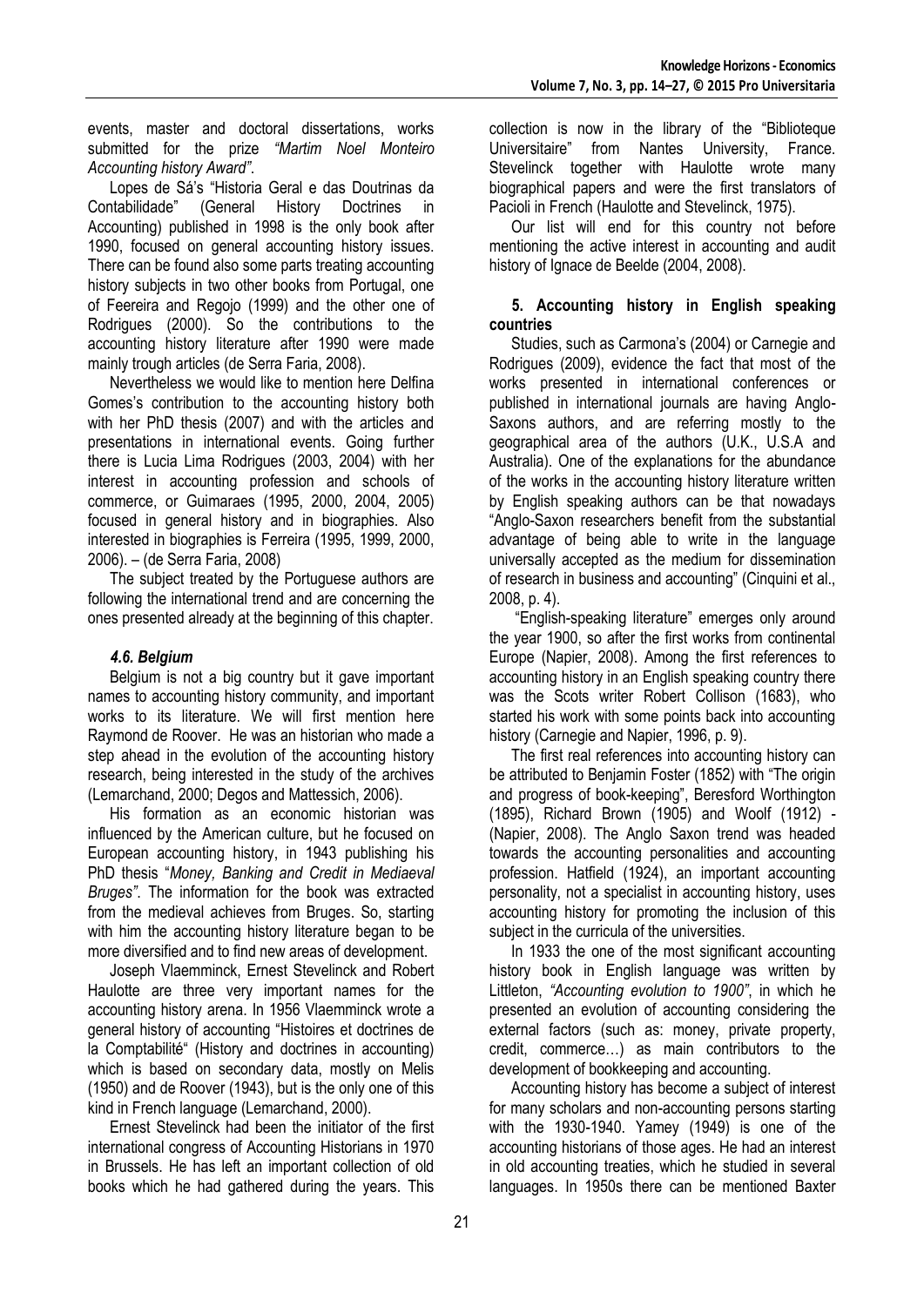events, master and doctoral dissertations, works submitted for the prize *"Martim Noel Monteiro Accounting history Award"*.

Lopes de Sá's "Historia Geral e das Doutrinas da Contabilidade" (General History Doctrines in Accounting) published in 1998 is the only book after 1990, focused on general accounting history issues. There can be found also some parts treating accounting history subjects in two other books from Portugal, one of Feereira and Regojo (1999) and the other one of Rodrigues (2000). So the contributions to the accounting history literature after 1990 were made mainly trough articles (de Serra Faria, 2008).

Nevertheless we would like to mention here Delfina Gomes's contribution to the accounting history both with her PhD thesis (2007) and with the articles and presentations in international events. Going further there is Lucia Lima Rodrigues (2003, 2004) with her interest in accounting profession and schools of commerce, or Guimaraes (1995, 2000, 2004, 2005) focused in general history and in biographies. Also interested in biographies is Ferreira (1995, 1999, 2000, 2006). – (de Serra Faria, 2008)

The subject treated by the Portuguese authors are following the international trend and are concerning the ones presented already at the beginning of this chapter.

### *4.6. Belgium*

Belgium is not a big country but it gave important names to accounting history community, and important works to its literature. We will first mention here Raymond de Roover. He was an historian who made a step ahead in the evolution of the accounting history research, being interested in the study of the archives (Lemarchand, 2000; Degos and Mattessich, 2006).

His formation as an economic historian was influenced by the American culture, but he focused on European accounting history, in 1943 publishing his PhD thesis "*Money, Banking and Credit in Mediaeval Bruges"*. The information for the book was extracted from the medieval achieves from Bruges. So, starting with him the accounting history literature began to be more diversified and to find new areas of development.

Joseph Vlaemminck, Ernest Stevelinck and Robert Haulotte are three very important names for the accounting history arena. In 1956 Vlaemminck wrote a general history of accounting "Histoires et doctrines de la Comptabilité" (History and doctrines in accounting) which is based on secondary data, mostly on Melis (1950) and de Roover (1943), but is the only one of this kind in French language (Lemarchand, 2000).

Ernest Stevelinck had been the initiator of the first international congress of Accounting Historians in 1970 in Brussels. He has left an important collection of old books which he had gathered during the years. This collection is now in the library of the "Biblioteque Universitaire" from Nantes University, France. Stevelinck together with Haulotte wrote many biographical papers and were the first translators of Pacioli in French (Haulotte and Stevelinck, 1975).

Our list will end for this country not before mentioning the active interest in accounting and audit history of Ignace de Beelde (2004, 2008).

## 5. Accounting history in English speaking countries

Studies, such as Carmona's (2004) or Carnegie and Rodrigues (2009), evidence the fact that most of the works presented in international conferences or published in international journals are having Anglo-Saxons authors, and are referring mostly to the geographical area of the authors (U.K., U.S.A and Australia). One of the explanations for the abundance of the works in the accounting history literature written by English speaking authors can be that nowadays "Anglo-Saxon researchers benefit from the substantial advantage of being able to write in the language universally accepted as the medium for dissemination of research in business and accounting" (Cinquini et al., 2008, p. 4).

"English-speaking literature" emerges only around the year 1900, so after the first works from continental Europe (Napier, 2008). Among the first references to accounting history in an English speaking country there was the Scots writer Robert Collison (1683), who started his work with some points back into accounting history (Carnegie and Napier, 1996, p. 9).

The first real references into accounting history can be attributed to Benjamin Foster (1852) with "The origin and progress of book-keeping", Beresford Worthington (1895), Richard Brown (1905) and Woolf (1912) - (Napier, 2008). The Anglo Saxon trend was headed towards the accounting personalities and accounting profession. Hatfield (1924), an important accounting personality, not a specialist in accounting history, uses accounting history for promoting the inclusion of this subject in the curricula of the universities.

In 1933 the one of the most significant accounting history book in English language was written by Littleton, *"Accounting evolution to 1900"*, in which he presented an evolution of accounting considering the external factors (such as: money, private property, credit, commerce…) as main contributors to the development of bookkeeping and accounting.

Accounting history has become a subject of interest for many scholars and non-accounting persons starting with the 1930-1940. Yamey (1949) is one of the accounting historians of those ages. He had an interest in old accounting treaties, which he studied in several languages. In 1950s there can be mentioned Baxter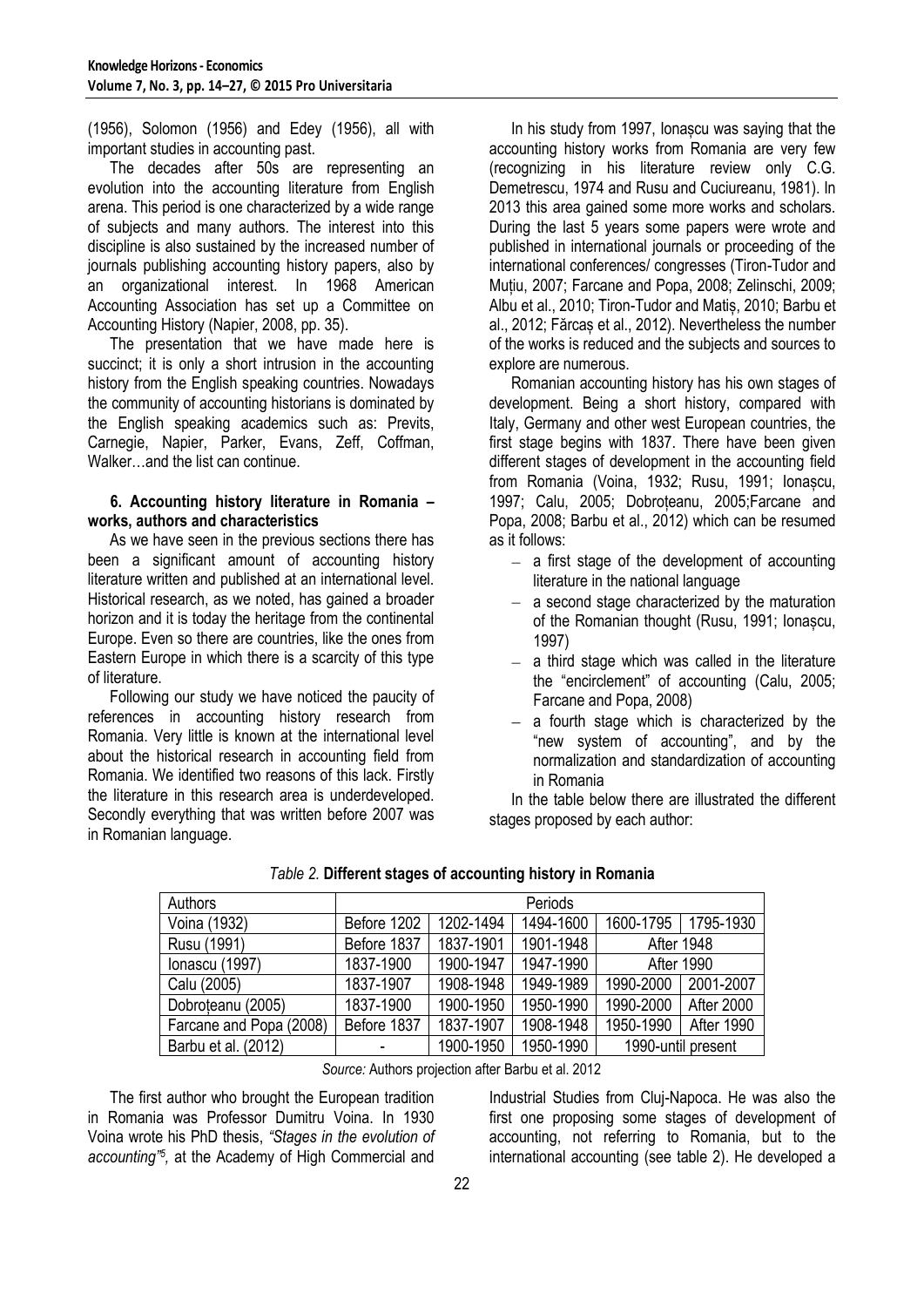(1956), Solomon (1956) and Edey (1956), all with important studies in accounting past.

The decades after 50s are representing an evolution into the accounting literature from English arena. This period is one characterized by a wide range of subjects and many authors. The interest into this discipline is also sustained by the increased number of journals publishing accounting history papers, also by an organizational interest. In 1968 American Accounting Association has set up a Committee on Accounting History (Napier, 2008, pp. 35).

The presentation that we have made here is succinct; it is only a short intrusion in the accounting history from the English speaking countries. Nowadays the community of accounting historians is dominated by the English speaking academics such as: Previts, Carnegie, Napier, Parker, Evans, Zeff, Coffman, Walker…and the list can continue.

### 6. Accounting history literature in Romania – works, authors and characteristics

As we have seen in the previous sections there has been a significant amount of accounting history literature written and published at an international level. Historical research, as we noted, has gained a broader horizon and it is today the heritage from the continental Europe. Even so there are countries, like the ones from Eastern Europe in which there is a scarcity of this type of literature.

Following our study we have noticed the paucity of references in accounting history research from Romania. Very little is known at the international level about the historical research in accounting field from Romania. We identified two reasons of this lack. Firstly the literature in this research area is underdeveloped. Secondly everything that was written before 2007 was in Romanian language.

In his study from 1997, Ionașcu was saying that the accounting history works from Romania are very few (recognizing in his literature review only C.G. Demetrescu, 1974 and Rusu and Cuciureanu, 1981). In 2013 this area gained some more works and scholars. During the last 5 years some papers were wrote and published in international journals or proceeding of the international conferences/ congresses (Tiron-Tudor and Muțiu, 2007; Farcane and Popa, 2008; Zelinschi, 2009; Albu et al., 2010; Tiron-Tudor and Matiș, 2010; Barbu et al., 2012; Fărcaș et al., 2012). Nevertheless the number of the works is reduced and the subjects and sources to explore are numerous.

Romanian accounting history has his own stages of development. Being a short history, compared with Italy, Germany and other west European countries, the first stage begins with 1837. There have been given different stages of development in the accounting field from Romania (Voina, 1932; Rusu, 1991; Ionașcu, 1997; Calu, 2005; Dobroțeanu, 2005;Farcane and Popa, 2008; Barbu et al., 2012) which can be resumed as it follows:

- a first stage of the development of accounting literature in the national language
- a second stage characterized by the maturation of the Romanian thought (Rusu, 1991; Ionașcu, 1997)
- a third stage which was called in the literature the "encirclement" of accounting (Calu, 2005; Farcane and Popa, 2008)
- a fourth stage which is characterized by the "new system of accounting", and by the normalization and standardization of accounting in Romania

In the table below there are illustrated the different stages proposed by each author:

*Table 2.* **Different stages of accounting history in Romania**

| Authors | Periods | | | | |
|---|---|---|---|---|---|
| Voina (1932) | Before 1202 | 1202-1494 | 1494-1600 | 1600-1795 | 1795-1930 |
| Rusu (1991) | Before 1837 | 1837-1901 | 1901-1948 | After 1948 | |
| Ionascu (1997) | 1837-1900 | 1900-1947 | 1947-1990 | After 1990 | |
| Calu (2005) | 1837-1907 | 1908-1948 | 1949-1989 | 1990-2000 | 2001-2007 |
| Dobroțeanu (2005) | 1837-1900 | 1900-1950 | 1950-1990 | 1990-2000 | After 2000 |
| Farcane and Popa (2008) | Before 1837 | 1837-1907 | 1908-1948 | 1950-1990 | After 1990 |
| Barbu et al. (2012) | - | 1900-1950 | 1950-1990 | 1990-until present | |

*Source:* Authors projection after Barbu et al. 2012

The first author who brought the European tradition in Romania was Professor Dumitru Voina. In 1930 Voina wrote his PhD thesis, *"Stages in the evolution of accounting"*[5], at the Academy of High Commercial and Industrial Studies from Cluj-Napoca. He was also the first one proposing some stages of development of accounting, not referring to Romania, but to the international accounting (see table 2). He developed a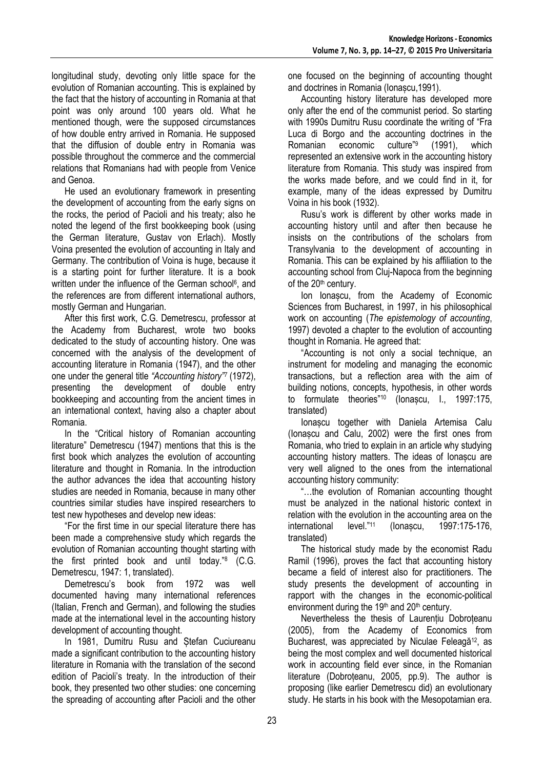longitudinal study, devoting only little space for the evolution of Romanian accounting. This is explained by the fact that the history of accounting in Romania at that point was only around 100 years old. What he mentioned though, were the supposed circumstances of how double entry arrived in Romania. He supposed that the diffusion of double entry in Romania was possible throughout the commerce and the commercial relations that Romanians had with people from Venice and Genoa.

He used an evolutionary framework in presenting the development of accounting from the early signs on the rocks, the period of Pacioli and his treaty; also he noted the legend of the first bookkeeping book (using the German literature, Gustav von Erlach). Mostly Voina presented the evolution of accounting in Italy and Germany. The contribution of Voina is huge, because it is a starting point for further literature. It is a book written under the influence of the German school[6], and the references are from different international authors, mostly German and Hungarian.

After this first work, C.G. Demetrescu, professor at the Academy from Bucharest, wrote two books dedicated to the study of accounting history. One was concerned with the analysis of the development of accounting literature in Romania (1947), and the other one under the general title *"Accounting history"*[7] (1972), presenting the development of double entry bookkeeping and accounting from the ancient times in an international context, having also a chapter about Romania.

In the "Critical history of Romanian accounting literature" Demetrescu (1947) mentions that this is the first book which analyzes the evolution of accounting literature and thought in Romania. In the introduction the author advances the idea that accounting history studies are needed in Romania, because in many other countries similar studies have inspired researchers to test new hypotheses and develop new ideas:

"For the first time in our special literature there has been made a comprehensive study which regards the evolution of Romanian accounting thought starting with the first printed book and until today."[8] (C.G. Demetrescu, 1947: 1, translated).

Demetrescu's book from 1972 was well documented having many international references (Italian, French and German), and following the studies made at the international level in the accounting history development of accounting thought.

In 1981, Dumitru Rusu and Ștefan Cuciureanu made a significant contribution to the accounting history literature in Romania with the translation of the second edition of Pacioli's treaty. In the introduction of their book, they presented two other studies: one concerning the spreading of accounting after Pacioli and the other one focused on the beginning of accounting thought and doctrines in Romania (Ionașcu,1991).

Accounting history literature has developed more only after the end of the communist period. So starting with 1990s Dumitru Rusu coordinate the writing of "Fra Luca di Borgo and the accounting doctrines in the Romanian economic culture"[9] (1991), which represented an extensive work in the accounting history literature from Romania. This study was inspired from the works made before, and we could find in it, for example, many of the ideas expressed by Dumitru Voina in his book (1932).

Rusu's work is different by other works made in accounting history until and after then because he insists on the contributions of the scholars from Transylvania to the development of accounting in Romania. This can be explained by his affiliation to the accounting school from Cluj-Napoca from the beginning of the 20th century.

Ion Ionașcu, from the Academy of Economic Sciences from Bucharest, in 1997, in his philosophical work on accounting (*The epistemology of accounting*, 1997) devoted a chapter to the evolution of accounting thought in Romania. He agreed that:

"Accounting is not only a social technique, an instrument for modeling and managing the economic transactions, but a reflection area with the aim of building notions, concepts, hypothesis, in other words to formulate theories"[10] (Ionașcu, I., 1997:175, translated)

Ionașcu together with Daniela Artemisa Calu (Ionașcu and Calu, 2002) were the first ones from Romania, who tried to explain in an article why studying accounting history matters. The ideas of Ionașcu are very well aligned to the ones from the international accounting history community:

"…the evolution of Romanian accounting thought must be analyzed in the national historic context in relation with the evolution in the accounting area on the international level."[11] (Ionașcu, 1997:175-176, translated)

The historical study made by the economist Radu Ramil (1996), proves the fact that accounting history became a field of interest also for practitioners. The study presents the development of accounting in rapport with the changes in the economic-political environment during the 19th and 20th century.

Nevertheless the thesis of Laurențiu Dobroțeanu (2005), from the Academy of Economics from Bucharest, was appreciated by Niculae Feleagă[12], as being the most complex and well documented historical work in accounting field ever since, in the Romanian literature (Dobroțeanu, 2005, pp.9). The author is proposing (like earlier Demetrescu did) an evolutionary study. He starts in his book with the Mesopotamian era.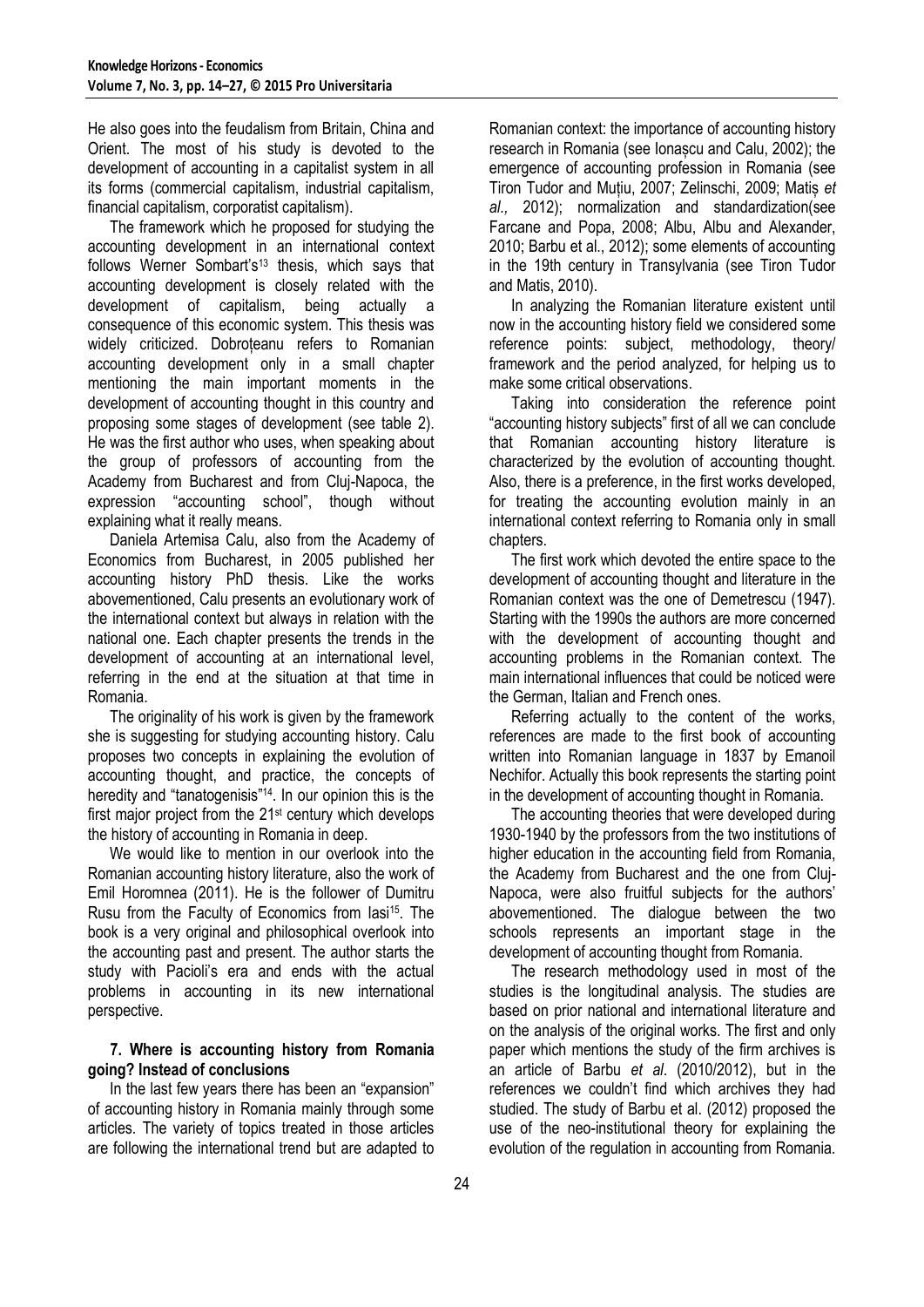He also goes into the feudalism from Britain, China and Orient. The most of his study is devoted to the development of accounting in a capitalist system in all its forms (commercial capitalism, industrial capitalism, financial capitalism, corporatist capitalism).

The framework which he proposed for studying the accounting development in an international context follows Werner Sombart's[13] thesis, which says that accounting development is closely related with the development of capitalism, being actually a consequence of this economic system. This thesis was widely criticized. Dobroțeanu refers to Romanian accounting development only in a small chapter mentioning the main important moments in the development of accounting thought in this country and proposing some stages of development (see table 2). He was the first author who uses, when speaking about the group of professors of accounting from the Academy from Bucharest and from Cluj-Napoca, the expression "accounting school", though without explaining what it really means.

Daniela Artemisa Calu, also from the Academy of Economics from Bucharest, in 2005 published her accounting history PhD thesis. Like the works abovementioned, Calu presents an evolutionary work of the international context but always in relation with the national one. Each chapter presents the trends in the development of accounting at an international level, referring in the end at the situation at that time in Romania.

The originality of his work is given by the framework she is suggesting for studying accounting history. Calu proposes two concepts in explaining the evolution of accounting thought, and practice, the concepts of heredity and "tanatogenisis"[14]. In our opinion this is the first major project from the 21st century which develops the history of accounting in Romania in deep.

We would like to mention in our overlook into the Romanian accounting history literature, also the work of Emil Horomnea (2011). He is the follower of Dumitru Rusu from the Faculty of Economics from Iasi[15]. The book is a very original and philosophical overlook into the accounting past and present. The author starts the study with Pacioli's era and ends with the actual problems in accounting in its new international perspective.

## 7. Where is accounting history from Romania going? Instead of conclusions

In the last few years there has been an "expansion" of accounting history in Romania mainly through some articles. The variety of topics treated in those articles are following the international trend but are adapted to Romanian context: the importance of accounting history research in Romania (see Ionașcu and Calu, 2002); the emergence of accounting profession in Romania (see Tiron Tudor and Muțiu, 2007; Zelinschi, 2009; Matiș *et al.,* 2012); normalization and standardization(see Farcane and Popa, 2008; Albu, Albu and Alexander, 2010; Barbu et al., 2012); some elements of accounting in the 19th century in Transylvania (see Tiron Tudor and Matis, 2010).

In analyzing the Romanian literature existent until now in the accounting history field we considered some reference points: subject, methodology, theory/ framework and the period analyzed, for helping us to make some critical observations.

Taking into consideration the reference point "accounting history subjects" first of all we can conclude that Romanian accounting history literature is characterized by the evolution of accounting thought. Also, there is a preference, in the first works developed, for treating the accounting evolution mainly in an international context referring to Romania only in small chapters.

The first work which devoted the entire space to the development of accounting thought and literature in the Romanian context was the one of Demetrescu (1947). Starting with the 1990s the authors are more concerned with the development of accounting thought and accounting problems in the Romanian context. The main international influences that could be noticed were the German, Italian and French ones.

Referring actually to the content of the works, references are made to the first book of accounting written into Romanian language in 1837 by Emanoil Nechifor. Actually this book represents the starting point in the development of accounting thought in Romania.

The accounting theories that were developed during 1930-1940 by the professors from the two institutions of higher education in the accounting field from Romania, the Academy from Bucharest and the one from Cluj-Napoca, were also fruitful subjects for the authors' abovementioned. The dialogue between the two schools represents an important stage in the development of accounting thought from Romania.

The research methodology used in most of the studies is the longitudinal analysis. The studies are based on prior national and international literature and on the analysis of the original works. The first and only paper which mentions the study of the firm archives is an article of Barbu *et al*. (2010/2012), but in the references we couldn't find which archives they had studied. The study of Barbu et al. (2012) proposed the use of the neo-institutional theory for explaining the evolution of the regulation in accounting from Romania.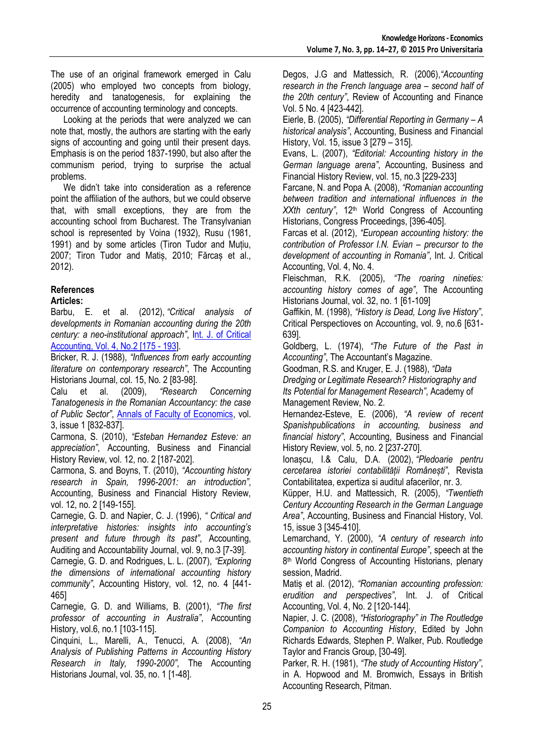The use of an original framework emerged in Calu (2005) who employed two concepts from biology, heredity and tanatogenesis, for explaining the occurrence of accounting terminology and concepts.

Looking at the periods that were analyzed we can note that, mostly, the authors are starting with the early signs of accounting and going until their present days. Emphasis is on the period 1837-1990, but also after the communism period, trying to surprise the actual problems.

We didn't take into consideration as a reference point the affiliation of the authors, but we could observe that, with small exceptions, they are from the accounting school from Bucharest. The Transylvanian school is represented by Voina (1932), Rusu (1981, 1991) and by some articles (Tiron Tudor and Muțiu, 2007; Tiron Tudor and Matiș, 2010; Fărcaș et al., 2012).

## References

### Articles:

Barbu, E. et al. (2012), *"Critical analysis of developments in Romanian accounting during the 20th century: a neo-institutional approach"*, Int. J. of Critical Accounting, Vol. 4, No.2 [175 - 193].

Bricker, R. J. (1988), *"Influences from early accounting literature on contemporary research"*, The Accounting Historians Journal, col. 15, No. 2 [83-98].

Calu et al. (2009), *"Research Concerning Tanatogenesis in the Romanian Accountancy: the case of Public Sector"*, Annals of Faculty of Economics, vol. 3, issue 1 [832-837].

Carmona, S. (2010), *"Esteban Hernandez Esteve: an appreciation"*, Accounting, Business and Financial History Review, vol. 12, no. 2 [187-202].

Carmona, S. and Boyns, T. (2010), *"Accounting history research in Spain, 1996-2001: an introduction"*, Accounting, Business and Financial History Review, vol. 12, no. 2 [149-155].

Carnegie, G. D. and Napier, C. J. (1996), *" Critical and interpretative histories: insights into accounting's present and future through its past"*, Accounting, Auditing and Accountability Journal, vol. 9, no.3 [7-39].

Carnegie, G. D. and Rodrigues, L. L. (2007), *"Exploring the dimensions of international accounting history community"*, Accounting History, vol. 12, no. 4 [441-465]

Carnegie, G. D. and Williams, B. (2001), *"The first professor of accounting in Australia"*, Accounting History, vol.6, no.1 [103-115].

Cinquini, L., Marelli, A., Tenucci, A. (2008), *"An Analysis of Publishing Patterns in Accounting History Research in Italy, 1990-2000"*, The Accounting Historians Journal, vol. 35, no. 1 [1-48].

Degos, J.G and Mattessich, R. (2006),*"Accounting research in the French language area – second half of the 20th century"*, Review of Accounting and Finance Vol. 5 No. 4 [423-442].

Eierle, B. (2005), *"Differential Reporting in Germany – A historical analysis"*, Accounting, Business and Financial History, Vol. 15, issue 3 [279 – 315].

Evans, L. (2007), *"Editorial: Accounting history in the German language arena"*, Accounting, Business and Financial History Review, vol. 15, no.3 [229-233]

Farcane, N. and Popa A. (2008), *"Romanian accounting between tradition and international influences in the XXth century"*, 12th World Congress of Accounting Historians, Congress Proceedings, [396-405].

Farcas et al. (2012), *"European accounting history: the contribution of Professor I.N. Evian – precursor to the development of accounting in Romania"*, Int. J. Critical Accounting, Vol. 4, No. 4.

Fleischman, R.K. (2005), *"The roaring nineties: accounting history comes of age"*, The Accounting Historians Journal, vol. 32, no. 1 [61-109]

Gaffikin, M. (1998), *"History is Dead, Long live History"*, Critical Perspectioves on Accounting, vol. 9, no.6 [631-639].

Goldberg, L. (1974), *"The Future of the Past in Accounting"*, The Accountant's Magazine.

Goodman, R.S. and Kruger, E. J. (1988), *"Data Dredging or Legitimate Research? Historiography and Its Potential for Management Research"*, Academy of Management Review, No. 2.

Hernandez-Esteve, E. (2006), *"A review of recent Spanishpublications in accounting, business and financial history"*, Accounting, Business and Financial History Review, vol. 5, no. 2 [237-270].

Ionașcu, I.& Calu, D.A. (2002), *"Pledoarie pentru cercetarea istoriei contabilității Românești"*, Revista Contabilitatea, expertiza si auditul afacerilor, nr. 3.

Küpper, H.U. and Mattessich, R. (2005), *"Twentieth Century Accounting Research in the German Language Area"*, Accounting, Business and Financial History, Vol. 15, issue 3 [345-410].

Lemarchand, Y. (2000), *"A century of research into accounting history in continental Europe"*, speech at the 8th World Congress of Accounting Historians, plenary session, Madrid.

Matiș et al. (2012), *"Romanian accounting profession: erudition and perspectives"*, Int. J. of Critical Accounting, Vol. 4, No. 2 [120-144].

Napier, J. C. (2008), *"Historiography" in The Routledge Companion to Accounting History*, Edited by John Richards Edwards, Stephen P. Walker, Pub. Routledge Taylor and Francis Group, [30-49].

Parker, R. H. (1981), *"The study of Accounting History"*, in A. Hopwood and M. Bromwich, Essays in British Accounting Research, Pitman.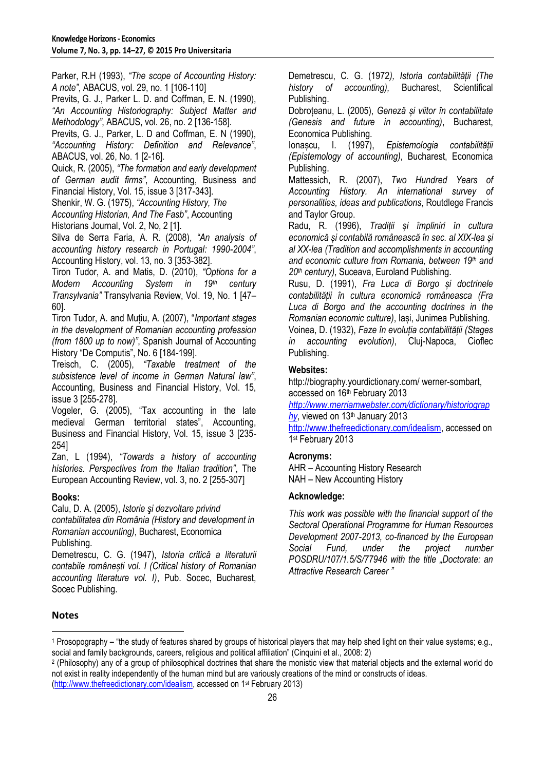Parker, R.H (1993), *"The scope of Accounting History: A note"*, ABACUS, vol. 29, no. 1 [106-110]

Previts, G. J., Parker L. D. and Coffman, E. N. (1990), *"An Accounting Historiography: Subject Matter and Methodology"*, ABACUS, vol. 26, no. 2 [136-158].

Previts, G. J., Parker, L. D and Coffman, E. N (1990), *"Accounting History: Definition and Relevance"*, ABACUS, vol. 26, No. 1 [2-16].

Quick, R. (2005), *"The formation and early development of German audit firms"*, Accounting, Business and Financial History, Vol. 15, issue 3 [317-343].

Shenkir, W. G. (1975), *"Accounting History, The Accounting Historian, And The Fasb"*, Accounting Historians Journal, Vol. 2, No, 2 [1].

Silva de Serra Faria, A. R. (2008), *"An analysis of accounting history research in Portugal: 1990-2004"*, Accounting History, vol. 13, no. 3 [353-382].

Tiron Tudor, A. and Matis, D. (2010), *"Options for a Modern Accounting System in 19th century Transylvania"* Transylvania Review, Vol. 19, No. 1 [47–60].

Tiron Tudor, A. and Muțiu, A. (2007), "*Important stages in the development of Romanian accounting profession (from 1800 up to now)"*, Spanish Journal of Accounting History "De Computis", No. 6 [184-199].

Treisch, C. (2005), *"Taxable treatment of the subsistence level of income in German Natural law"*, Accounting, Business and Financial History, Vol. 15, issue 3 [255-278].

Vogeler, G. (2005), "Tax accounting in the late medieval German territorial states", Accounting, Business and Financial History, Vol. 15, issue 3 [235-254]

Zan, L (1994), *"Towards a history of accounting histories. Perspectives from the Italian tradition"*, The European Accounting Review, vol. 3, no. 2 [255-307]

### Books:

Calu, D. A. (2005), *Istorie şi dezvoltare privind contabilitatea din România (History and development in Romanian accounting)*, Bucharest, Economica Publishing.

Demetrescu, C. G. (1947), *Istoria critică a literaturii contabile româneşti vol. I (Critical history of Romanian accounting literature vol. I)*, Pub. Socec, Bucharest, Socec Publishing.

Demetrescu, C. G. (1972*), Istoria contabilității (The history of accounting),* Bucharest, Scientifical Publishing.

Dobroțeanu, L. (2005), *Geneză și viitor în contabilitate (Genesis and future in accounting)*, Bucharest, Economica Publishing.

Ionașcu, I. (1997), *Epistemologia contabilității (Epistemology of accounting)*, Bucharest, Economica Publishing.

Mattessich, R. (2007), *Two Hundred Years of Accounting History. An international survey of personalities, ideas and publications*, Routdlege Francis and Taylor Group.

Radu, R. (1996), *Tradiții și împliniri în cultura economică și contabilă românească în sec. al XIX-lea și al XX-lea (Tradition and accomplishments in accounting and economic culture from Romania, between 19th and 20th century)*, Suceava, Euroland Publishing.

Rusu, D. (1991), *Fra Luca di Borgo și doctrinele contabilității în cultura economică româneasca (Fra Luca di Borgo and the accounting doctrines in the Romanian economic culture)*, Iași, Junimea Publishing.

Voinea, D. (1932), *Faze în evoluția contabilității (Stages in accounting evolution)*, Cluj-Napoca, Cioflec Publishing.

### Websites:

http://biography.yourdictionary.com/ werner-sombart, accessed on 16th February 2013

*http://www.merriamwebster.com/dictionary/historiography*, viewed on 13th January 2013

http://www.thefreedictionary.com/idealism, accessed on 1st February 2013

### Acronyms:

AHR – Accounting History Research

NAH – New Accounting History

### Acknowledge:

*This work was possible with the financial support of the Sectoral Operational Programme for Human Resources Development 2007-2013, co-financed by the European Social Fund, under the project number POSDRU/107/1.5/S/77946 with the title „Doctorate: an Attractive Research Career "*

## Notes

[1] Prosopography **–** "the study of features shared by groups of historical players that may help shed light on their value systems; e.g., social and family backgrounds, careers, religious and political affiliation" (Cinquini et al., 2008: 2)

[2] (Philosophy) any of a group of philosophical doctrines that share the monistic view that material objects and the external world do not exist in reality independently of the human mind but are variously creations of the mind or constructs of ideas. (http://www.thefreedictionary.com/idealism, accessed on 1st February 2013)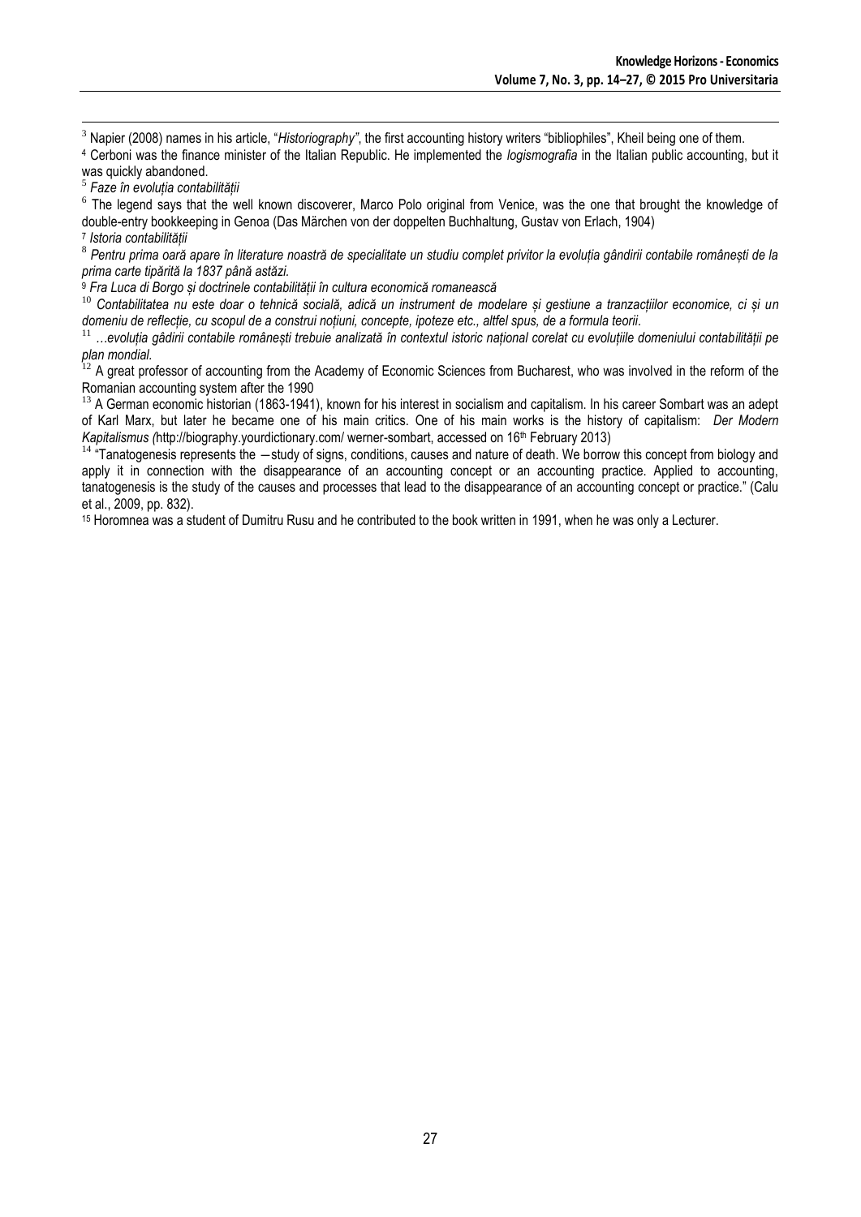[3] Napier (2008) names in his article, "*Historiography*", the first accounting history writers "bibliophiles", Kheil being one of them.

[4] Cerboni was the finance minister of the Italian Republic. He implemented the *logismografia* in the Italian public accounting, but it was quickly abandoned.

[5] *Faze în evoluția contabilității*

[6] The legend says that the well known discoverer, Marco Polo original from Venice, was the one that brought the knowledge of double-entry bookkeeping in Genoa (Das Märchen von der doppelten Buchhaltung, Gustav von Erlach, 1904)

[7] *Istoria contabilității*

[8] *Pentru prima oară apare în literature noastră de specialitate un studiu complet privitor la evoluția gândirii contabile românești de la prima carte tipărită la 1837 până astăzi.*

[9] *Fra Luca di Borgo și doctrinele contabilității în cultura economică romanească*

[10] *Contabilitatea nu este doar o tehnică socială, adică un instrument de modelare și gestiune a tranzacțiilor economice, ci și un domeniu de reflecție, cu scopul de a construi noțiuni, concepte, ipoteze etc., altfel spus, de a formula teorii.*

[11] *…evoluția gâdirii contabile românești trebuie analizată în contextul istoric național corelat cu evoluțiile domeniului contabilității pe plan mondial.*

[12] A great professor of accounting from the Academy of Economic Sciences from Bucharest, who was involved in the reform of the Romanian accounting system after the 1990

[13] A German economic historian (1863-1941), known for his interest in socialism and capitalism. In his career Sombart was an adept of Karl Marx, but later he became one of his main critics. One of his main works is the history of capitalism: *Der Modern Kapitalismus (*http://biography.yourdictionary.com/ werner-sombart, accessed on 16th February 2013)

[14] "Tanatogenesis represents the —study of signs, conditions, causes and nature of death. We borrow this concept from biology and apply it in connection with the disappearance of an accounting concept or an accounting practice. Applied to accounting, tanatogenesis is the study of the causes and processes that lead to the disappearance of an accounting concept or practice." (Calu et al., 2009, pp. 832).

[15] Horomnea was a student of Dumitru Rusu and he contributed to the book written in 1991, when he was only a Lecturer.